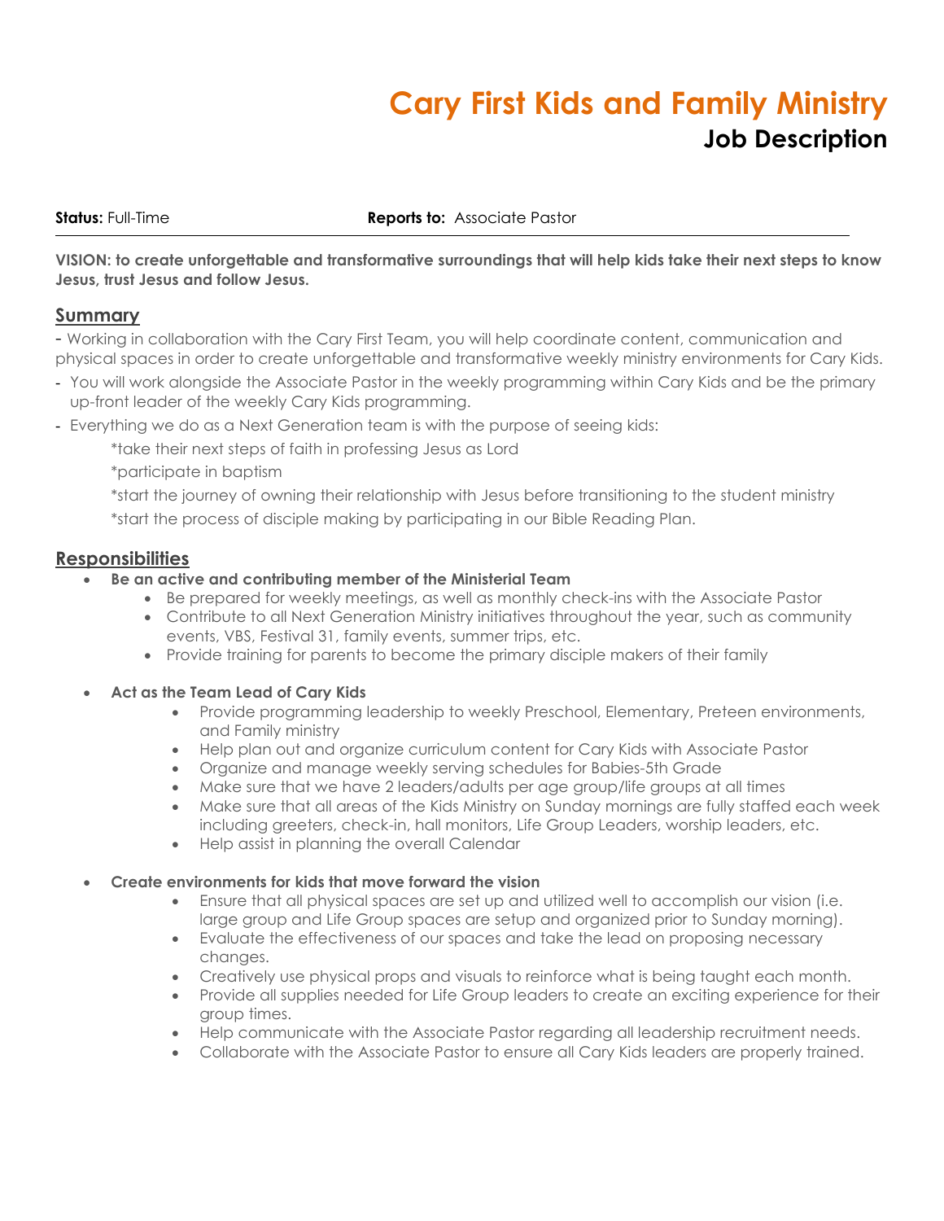# Cary First Kids and Family Ministry

## Job Description

**Status:** Full-Time **Reports to:** Associate Pastor

**VISION: to create unforgettable and transformative surroundings that will help kids take their next steps to know Jesus, trust Jesus and follow Jesus.**

## Summary

- Working in collaboration with the Cary First Team, you will help coordinate content, communication and physical spaces in order to create unforgettable and transformative weekly ministry environments for Cary Kids.
- You will work alongside the Associate Pastor in the weekly programming within Cary Kids and be the primary up-front leader of the weekly Cary Kids programming.
- Everything we do as a Next Generation team is with the purpose of seeing kids:

    *take their next steps of faith in professing Jesus as Lord

    *participate in baptism

    *start the journey of owning their relationship with Jesus before transitioning to the student ministry

    *start the process of disciple making by participating in our Bible Reading Plan.

## Responsibilities

- **Be an active and contributing member of the Ministerial Team**
    - Be prepared for weekly meetings, as well as monthly check-ins with the Associate Pastor
    - Contribute to all Next Generation Ministry initiatives throughout the year, such as community events, VBS, Festival 31, family events, summer trips, etc.
    - Provide training for parents to become the primary disciple makers of their family

- **Act as the Team Lead of Cary Kids**
    - Provide programming leadership to weekly Preschool, Elementary, Preteen environments, and Family ministry
    - Help plan out and organize curriculum content for Cary Kids with Associate Pastor
    - Organize and manage weekly serving schedules for Babies-5th Grade
    - Make sure that we have 2 leaders/adults per age group/life groups at all times
    - Make sure that all areas of the Kids Ministry on Sunday mornings are fully staffed each week including greeters, check-in, hall monitors, Life Group Leaders, worship leaders, etc.
    - Help assist in planning the overall Calendar

- **Create environments for kids that move forward the vision**
    - Ensure that all physical spaces are set up and utilized well to accomplish our vision (i.e. large group and Life Group spaces are setup and organized prior to Sunday morning).
    - Evaluate the effectiveness of our spaces and take the lead on proposing necessary changes.
    - Creatively use physical props and visuals to reinforce what is being taught each month.
    - Provide all supplies needed for Life Group leaders to create an exciting experience for their group times.
    - Help communicate with the Associate Pastor regarding all leadership recruitment needs.
    - Collaborate with the Associate Pastor to ensure all Cary Kids leaders are properly trained.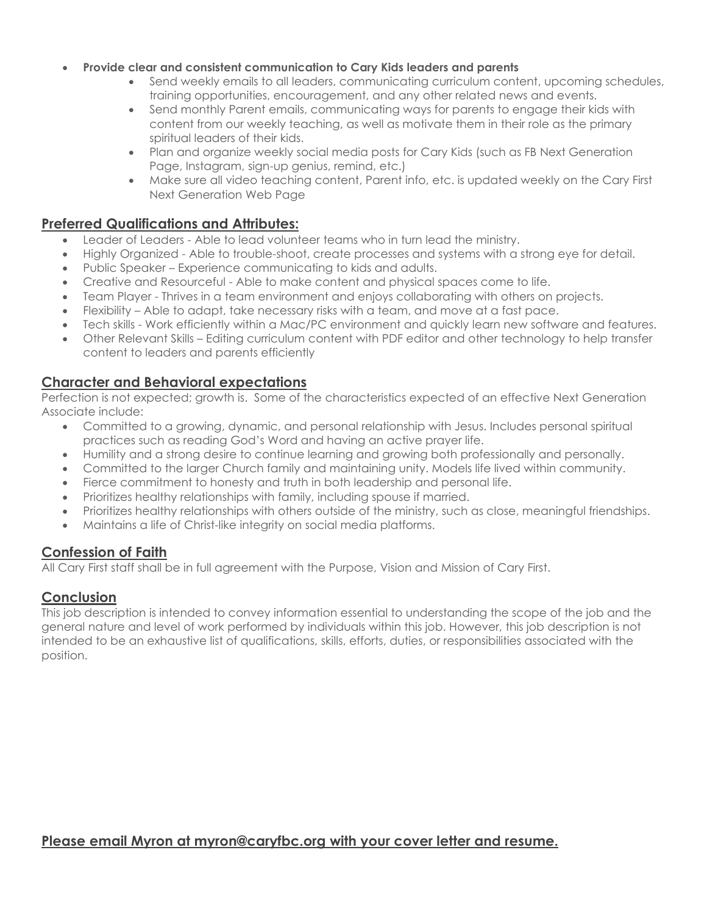- **Provide clear and consistent communication to Cary Kids leaders and parents**
  - Send weekly emails to all leaders, communicating curriculum content, upcoming schedules, training opportunities, encouragement, and any other related news and events.
  - Send monthly Parent emails, communicating ways for parents to engage their kids with content from our weekly teaching, as well as motivate them in their role as the primary spiritual leaders of their kids.
  - Plan and organize weekly social media posts for Cary Kids (such as FB Next Generation Page, Instagram, sign-up genius, remind, etc.)
  - Make sure all video teaching content, Parent info, etc. is updated weekly on the Cary First Next Generation Web Page

## Preferred Qualifications and Attributes:

- Leader of Leaders - Able to lead volunteer teams who in turn lead the ministry.
- Highly Organized - Able to trouble-shoot, create processes and systems with a strong eye for detail.
- Public Speaker – Experience communicating to kids and adults.
- Creative and Resourceful - Able to make content and physical spaces come to life.
- Team Player - Thrives in a team environment and enjoys collaborating with others on projects.
- Flexibility – Able to adapt, take necessary risks with a team, and move at a fast pace.
- Tech skills - Work efficiently within a Mac/PC environment and quickly learn new software and features.
- Other Relevant Skills – Editing curriculum content with PDF editor and other technology to help transfer content to leaders and parents efficiently

## Character and Behavioral expectations

Perfection is not expected; growth is. Some of the characteristics expected of an effective Next Generation Associate include:

- Committed to a growing, dynamic, and personal relationship with Jesus. Includes personal spiritual practices such as reading God's Word and having an active prayer life.
- Humility and a strong desire to continue learning and growing both professionally and personally.
- Committed to the larger Church family and maintaining unity. Models life lived within community.
- Fierce commitment to honesty and truth in both leadership and personal life.
- Prioritizes healthy relationships with family, including spouse if married.
- Prioritizes healthy relationships with others outside of the ministry, such as close, meaningful friendships.
- Maintains a life of Christ-like integrity on social media platforms.

## Confession of Faith

All Cary First staff shall be in full agreement with the Purpose, Vision and Mission of Cary First.

## Conclusion

This job description is intended to convey information essential to understanding the scope of the job and the general nature and level of work performed by individuals within this job. However, this job description is not intended to be an exhaustive list of qualifications, skills, efforts, duties, or responsibilities associated with the position.

## Please email Myron at myron@caryfbc.org with your cover letter and resume.